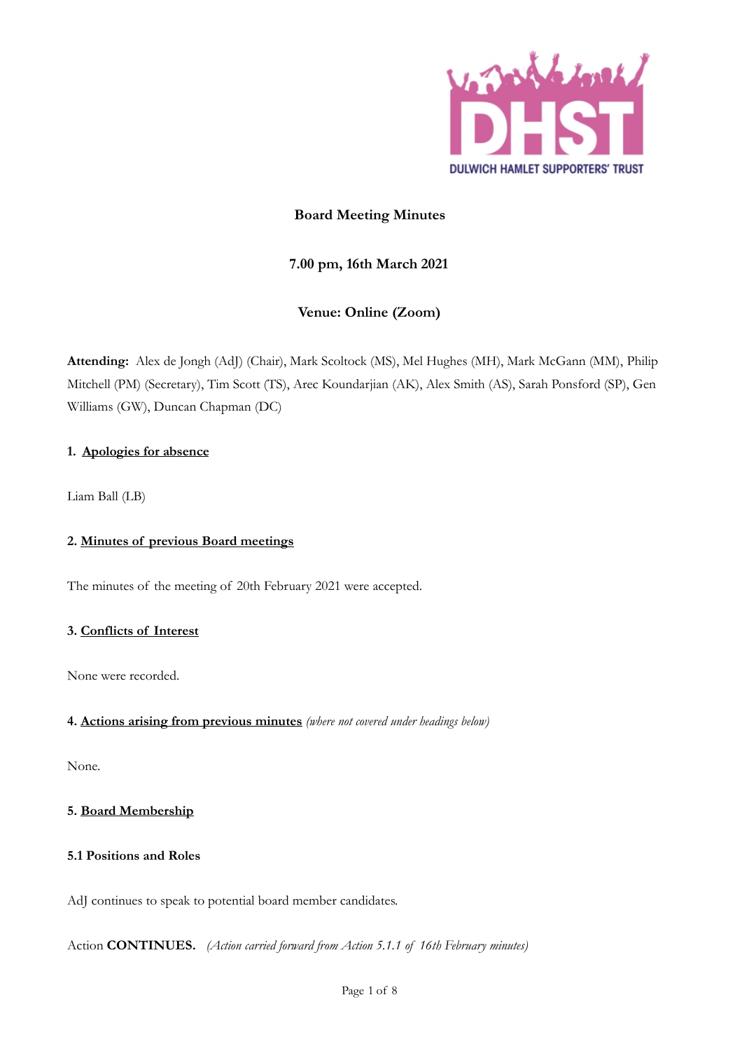# Board Meeting Minutes

**7.00 pm, 16th March 2021**

**Venue: Online (Zoom)**

**Attending:** Alex de Jongh (AdJ) (Chair), Mark Scoltock (MS), Mel Hughes (MH), Mark McGann (MM), Philip Mitchell (PM) (Secretary), Tim Scott (TS), Arec Koundarjian (AK), Alex Smith (AS), Sarah Ponsford (SP), Gen Williams (GW), Duncan Chapman (DC)

## 1. Apologies for absence

Liam Ball (LB)

## 2. Minutes of previous Board meetings

The minutes of the meeting of 20th February 2021 were accepted.

## 3. Conflicts of Interest

None were recorded.

## 4. Actions arising from previous minutes *(where not covered under headings below)*

None.

## 5. Board Membership

### 5.1 Positions and Roles

AdJ continues to speak to potential board member candidates.

Action **CONTINUES.** *(Action carried forward from Action 5.1.1 of 16th February minutes)*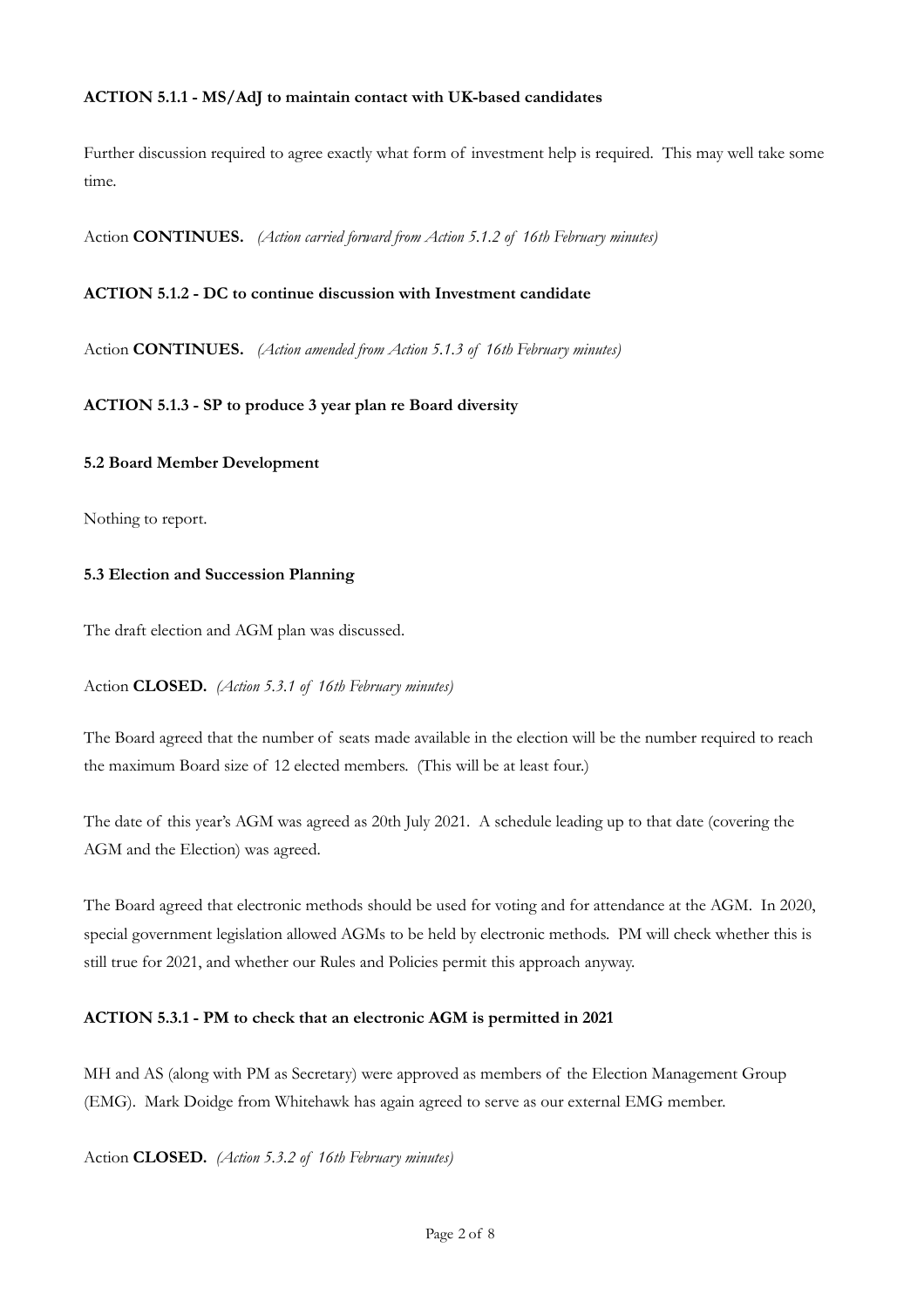**ACTION 5.1.1 - MS/AdJ to maintain contact with UK-based candidates**

Further discussion required to agree exactly what form of investment help is required. This may well take some time.

Action **CONTINUES.** *(Action carried forward from Action 5.1.2 of 16th February minutes)*

**ACTION 5.1.2 - DC to continue discussion with Investment candidate**

Action **CONTINUES.** *(Action amended from Action 5.1.3 of 16th February minutes)*

**ACTION 5.1.3 - SP to produce 3 year plan re Board diversity**

### 5.2 Board Member Development

Nothing to report.

### 5.3 Election and Succession Planning

The draft election and AGM plan was discussed.

Action **CLOSED.** *(Action 5.3.1 of 16th February minutes)*

The Board agreed that the number of seats made available in the election will be the number required to reach the maximum Board size of 12 elected members. (This will be at least four.)

The date of this year's AGM was agreed as 20th July 2021. A schedule leading up to that date (covering the AGM and the Election) was agreed.

The Board agreed that electronic methods should be used for voting and for attendance at the AGM. In 2020, special government legislation allowed AGMs to be held by electronic methods. PM will check whether this is still true for 2021, and whether our Rules and Policies permit this approach anyway.

**ACTION 5.3.1 - PM to check that an electronic AGM is permitted in 2021**

MH and AS (along with PM as Secretary) were approved as members of the Election Management Group (EMG). Mark Doidge from Whitehawk has again agreed to serve as our external EMG member.

Action **CLOSED.** *(Action 5.3.2 of 16th February minutes)*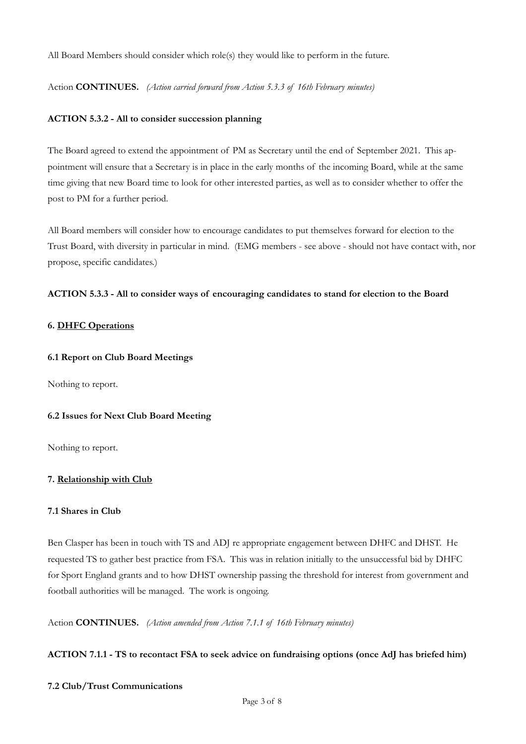All Board Members should consider which role(s) they would like to perform in the future.

Action **CONTINUES.** *(Action carried forward from Action 5.3.3 of 16th February minutes)*

**ACTION 5.3.2 - All to consider succession planning**

The Board agreed to extend the appointment of PM as Secretary until the end of September 2021. This appointment will ensure that a Secretary is in place in the early months of the incoming Board, while at the same time giving that new Board time to look for other interested parties, as well as to consider whether to offer the post to PM for a further period.

All Board members will consider how to encourage candidates to put themselves forward for election to the Trust Board, with diversity in particular in mind. (EMG members - see above - should not have contact with, nor propose, specific candidates.)

**ACTION 5.3.3 - All to consider ways of encouraging candidates to stand for election to the Board**

## 6. DHFC Operations

### 6.1 Report on Club Board Meetings

Nothing to report.

### 6.2 Issues for Next Club Board Meeting

Nothing to report.

## 7. Relationship with Club

### 7.1 Shares in Club

Ben Clasper has been in touch with TS and ADJ re appropriate engagement between DHFC and DHST. He requested TS to gather best practice from FSA. This was in relation initially to the unsuccessful bid by DHFC for Sport England grants and to how DHST ownership passing the thresold for interest from government and football authorities will be managed. The work is ongoing.

Action **CONTINUES.** *(Action amended from Action 7.1.1 of 16th February minutes)*

**ACTION 7.1.1 - TS to recontact FSA to seek advice on fundraising options (once AdJ has briefed him)**

### 7.2 Club/Trust Communications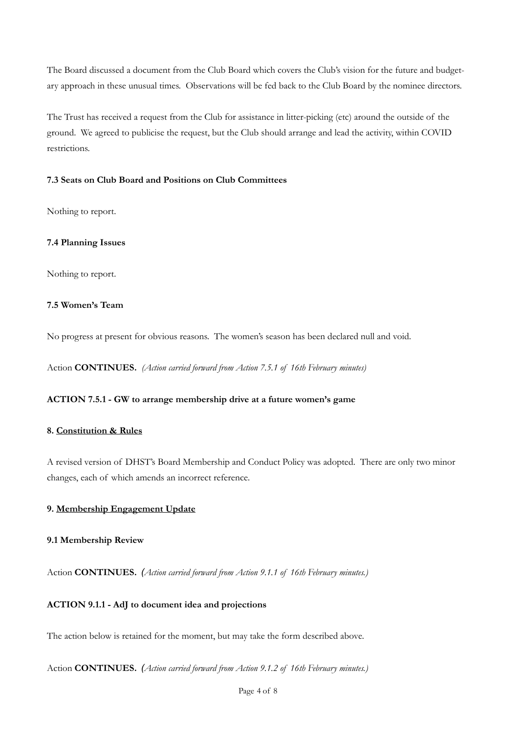The Board discussed a document from the Club Board which covers the Club's vision for the future and budgetary approach in these unusual times. Observations will be fed back to the Club Board by the nominee directors.

The Trust has received a request from the Club for assistance in litter-picking (etc) around the outside of the ground. We agreed to publicise the request, but the Club should arrange and lead the activity, within COVID restrictions.

**7.3 Seats on Club Board and Positions on Club Committees**

Nothing to report.

**7.4 Planning Issues**

Nothing to report.

**7.5 Women's Team**

No progress at present for obvious reasons. The women's season has been declared null and void.

Action **CONTINUES.** *(Action carried forward from Action 7.5.1 of 16th February minutes)*

**ACTION 7.5.1 - GW to arrange membership drive at a future women's game**

## 8. Constitution & Rules

A revised version of DHST's Board Membership and Conduct Policy was adopted. There are only two minor changes, each of which amends an incorrect reference.

## 9. Membership Engagement Update

**9.1 Membership Review**

Action **CONTINUES.** *(Action carried forward from Action 9.1.1 of 16th February minutes.)*

**ACTION 9.1.1 - AdJ to document idea and projections**

The action below is retained for the moment, but may take the form described above.

Action **CONTINUES.** *(Action carried forward from Action 9.1.2 of 16th February minutes.)*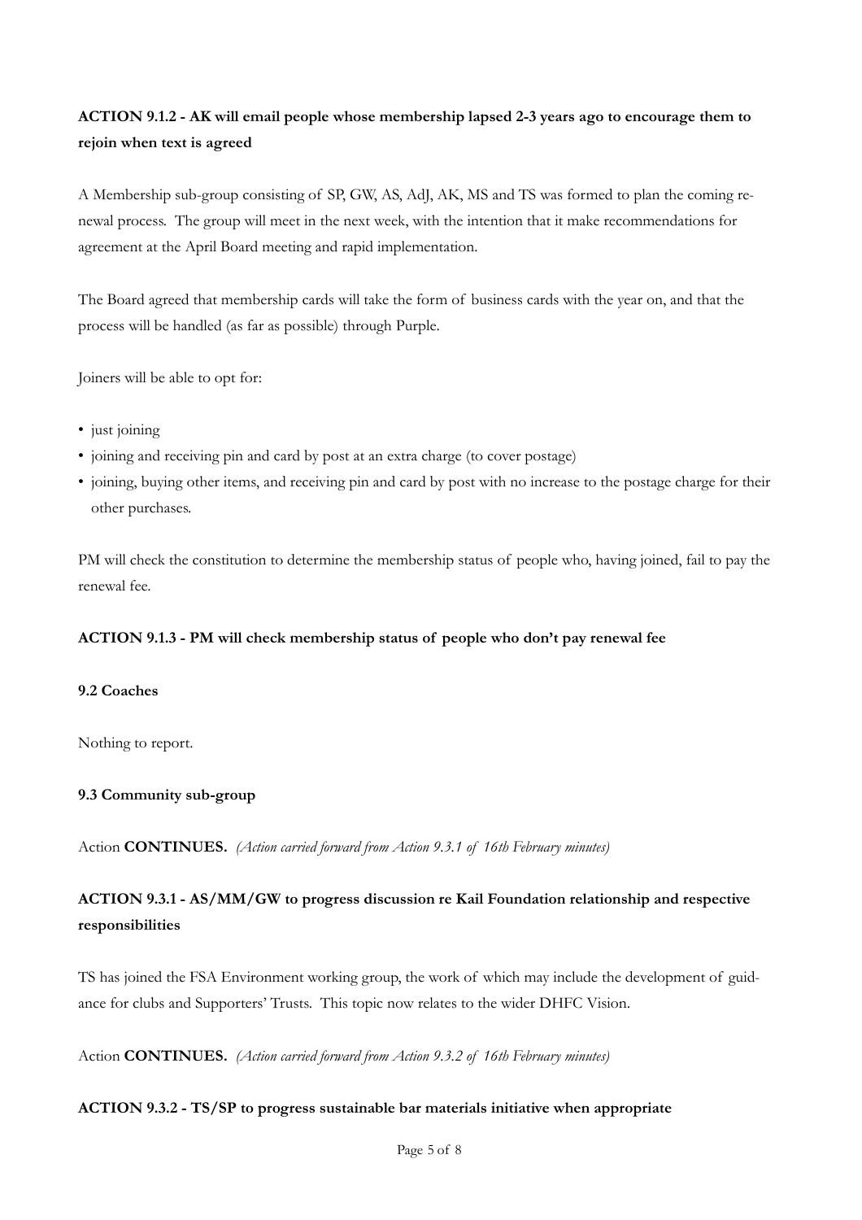**ACTION 9.1.2 - AK will email people whose membership lapsed 2-3 years ago to encourage them to rejoin when text is agreed**

A Membership sub-group consisting of SP, GW, AS, AdJ, AK, MS and TS was formed to plan the coming renewal process. The group will meet in the next week, with the intention that it make recommendations for agreement at the April Board meeting and rapid implementation.

The Board agreed that membership cards will take the form of business cards with the year on, and that the process will be handled (as far as possible) through Purple.

Joiners will be able to opt for:

- just joining
- joining and receiving pin and card by post at an extra charge (to cover postage)
- joining, buying other items, and receiving pin and card by post with no increase to the postage charge for their other purchases.

PM will check the constitution to determine the membership status of people who, having joined, fail to pay the renewal fee.

**ACTION 9.1.3 - PM will check membership status of people who don't pay renewal fee**

**9.2 Coaches**

Nothing to report.

**9.3 Community sub-group**

Action **CONTINUES.** *(Action carried forward from Action 9.3.1 of 16th February minutes)*

**ACTION 9.3.1 - AS/MM/GW to progress discussion re Kail Foundation relationship and respective responsibilities**

TS has joined the FSA Environment working group, the work of which may include the development of guidance for clubs and Supporters' Trusts. This topic now relates to the wider DHFC Vision.

Action **CONTINUES.** *(Action carried forward from Action 9.3.2 of 16th February minutes)*

**ACTION 9.3.2 - TS/SP to progress sustainable bar materials initiative when appropriate**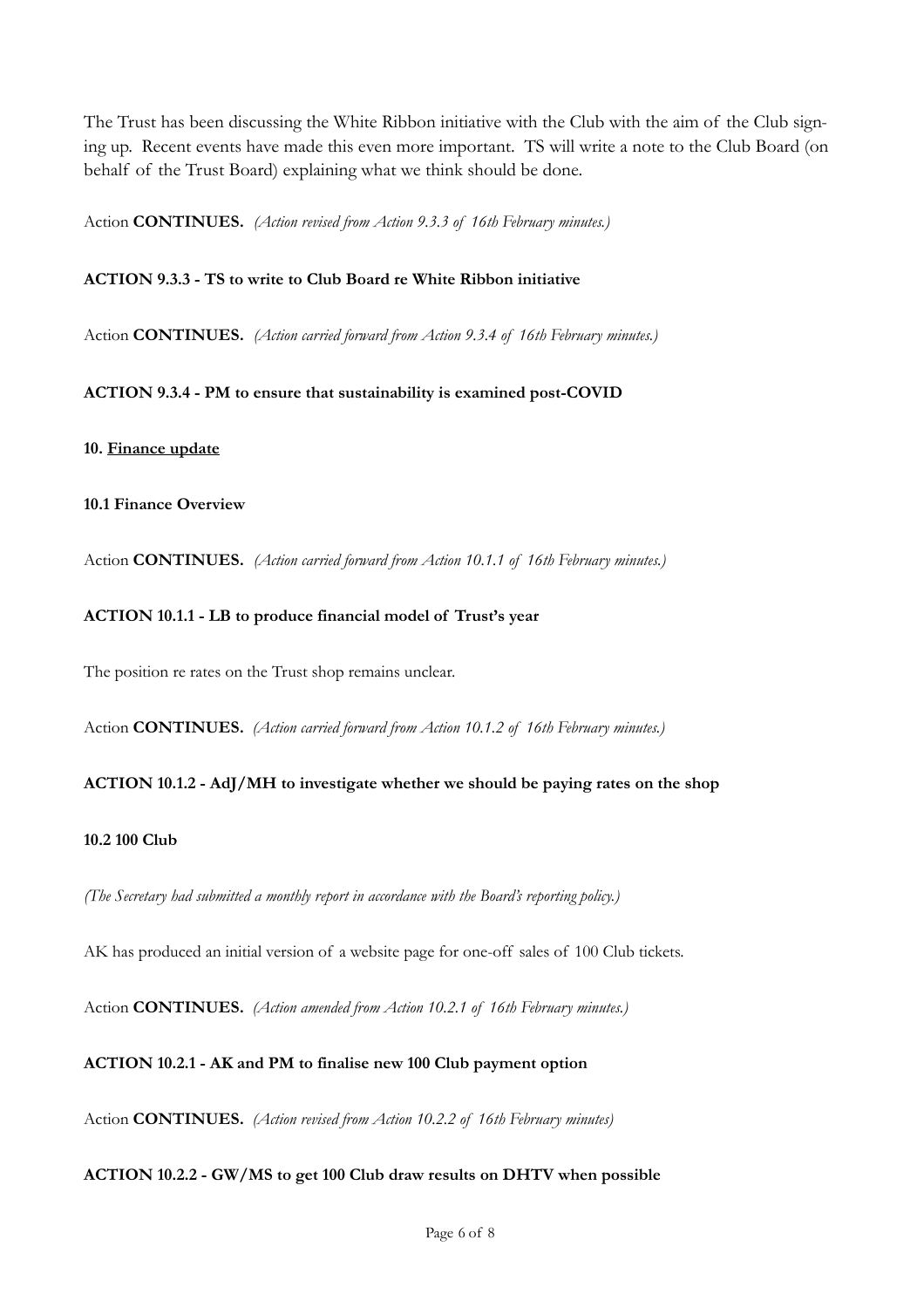The Trust has been discussing the White Ribbon initiative with the Club with the aim of the Club signing up. Recent events have made this even more important. TS will write a note to the Club Board (on behalf of the Trust Board) explaining what we think should be done.

Action **CONTINUES.** *(Action revised from Action 9.3.3 of 16th February minutes.)*

**ACTION 9.3.3 - TS to write to Club Board re White Ribbon initiative**

Action **CONTINUES.** *(Action carried forward from Action 9.3.4 of 16th February minutes.)*

**ACTION 9.3.4 - PM to ensure that sustainability is examined post-COVID**

## 10. Finance update

### 10.1 Finance Overview

Action **CONTINUES.** *(Action carried forward from Action 10.1.1 of 16th February minutes.)*

**ACTION 10.1.1 - LB to produce financial model of Trust's year**

The position re rates on the Trust shop remains unclear.

Action **CONTINUES.** *(Action carried forward from Action 10.1.2 of 16th February minutes.)*

**ACTION 10.1.2 - AdJ/MH to investigate whether we should be paying rates on the shop**

### 10.2 100 Club

*(The Secretary had submitted a monthly report in accordance with the Board's reporting policy.)*

AK has produced an initial version of a website page for one-off sales of 100 Club tickets.

Action **CONTINUES.** *(Action amended from Action 10.2.1 of 16th February minutes.)*

**ACTION 10.2.1 - AK and PM to finalise new 100 Club payment option**

Action **CONTINUES.** *(Action revised from Action 10.2.2 of 16th February minutes)*

**ACTION 10.2.2 - GW/MS to get 100 Club draw results on DHTV when possible**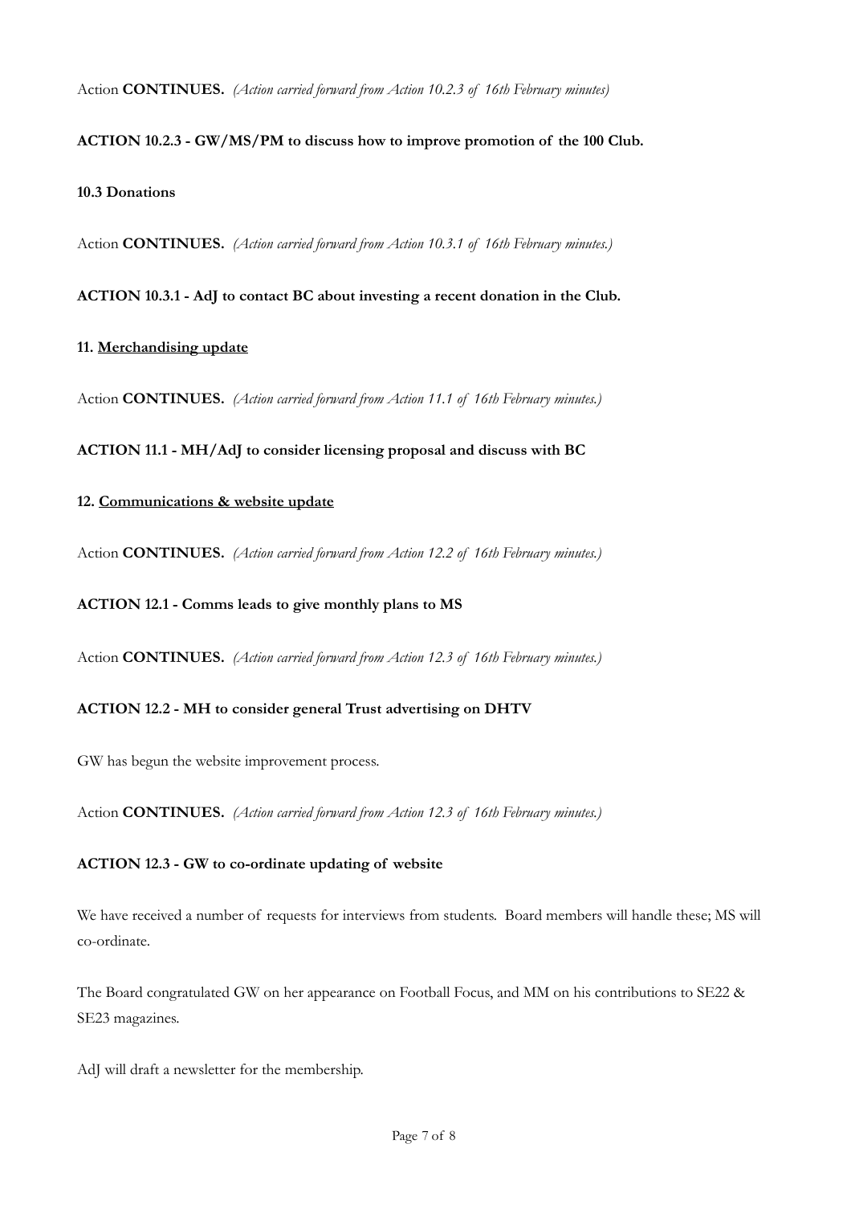Action **CONTINUES.** *(Action carried forward from Action 10.2.3 of 16th February minutes)*

**ACTION 10.2.3 - GW/MS/PM to discuss how to improve promotion of the 100 Club.**

**10.3 Donations**

Action **CONTINUES.** *(Action carried forward from Action 10.3.1 of 16th February minutes.)*

**ACTION 10.3.1 - AdJ to contact BC about investing a recent donation in the Club.**

**11. <u>Merchandising update</u>**

Action **CONTINUES.** *(Action carried forward from Action 11.1 of 16th February minutes.)*

**ACTION 11.1 - MH/AdJ to consider licensing proposal and discuss with BC**

**12. <u>Communications & website update</u>**

Action **CONTINUES.** *(Action carried forward from Action 12.2 of 16th February minutes.)*

**ACTION 12.1 - Comms leads to give monthly plans to MS**

Action **CONTINUES.** *(Action carried forward from Action 12.3 of 16th February minutes.)*

**ACTION 12.2 - MH to consider general Trust advertising on DHTV**

GW has begun the website improvement process.

Action **CONTINUES.** *(Action carried forward from Action 12.3 of 16th February minutes.)*

**ACTION 12.3 - GW to co-ordinate updating of website**

We have received a number of requests for interviews from students. Board members will handle these; MS will co-ordinate.

The Board congratulated GW on her appearance on Football Focus, and MM on his contributions to SE22 & SE23 magazines.

AdJ will draft a newsletter for the membership.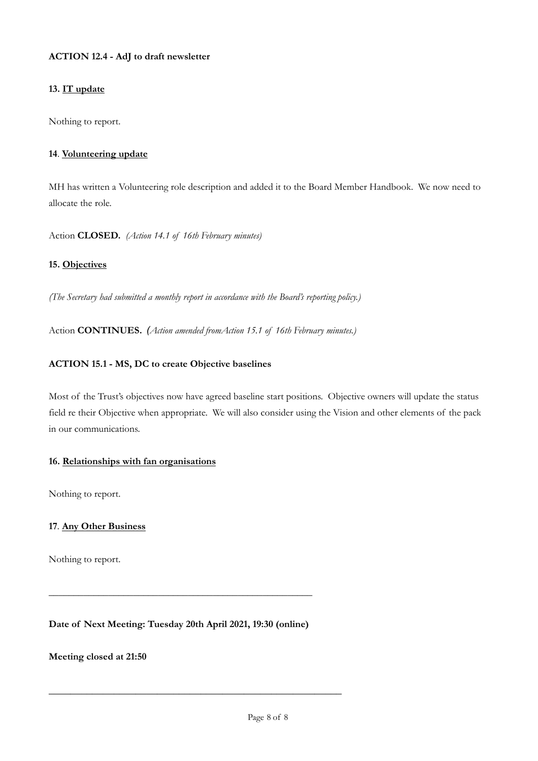**ACTION 12.4 - AdJ to draft newsletter**

**13. IT update**

Nothing to report.

**14. Volunteering update**

MH has written a Volunteering role description and added it to the Board Member Handbook. We now need to allocate the role.

Action **CLOSED.** *(Action 14.1 of 16th February minutes)*

**15. Objectives**

*(The Secretary had submitted a monthly report in accordance with the Board's reporting policy.)*

Action **CONTINUES.** *(Action amended fromAction 15.1 of 16th February minutes.)*

**ACTION 15.1 - MS, DC to create Objective baselines**

Most of the Trust's objectives now have agreed baseline start positions. Objective owners will update the status field re their Objective when appropriate. We will also consider using the Vision and other elements of the pack in our communications.

**16. Relationships with fan organisations**

Nothing to report.

**17. Any Other Business**

Nothing to report.

---

**Date of Next Meeting: Tuesday 20th April 2021, 19:30 (online)**

**Meeting closed at 21:50**

---